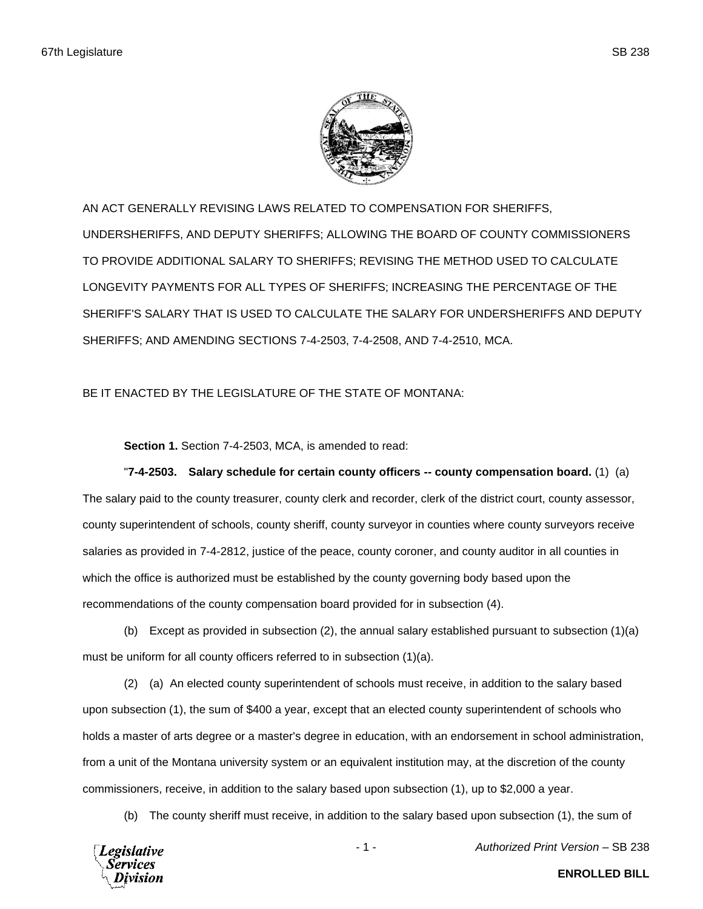AN ACT GENERALLY REVISING LAWS RELATED TO COMPENSATION FOR SHERIFFS, UNDERSHERIFFS, AND DEPUTY SHERIFFS; ALLOWING THE BOARD OF COUNTY COMMISSIONERS TO PROVIDE ADDITIONAL SALARY TO SHERIFFS; REVISING THE METHOD USED TO CALCULATE LONGEVITY PAYMENTS FOR ALL TYPES OF SHERIFFS; INCREASING THE PERCENTAGE OF THE SHERIFF'S SALARY THAT IS USED TO CALCULATE THE SALARY FOR UNDERSHERIFFS AND DEPUTY SHERIFFS; AND AMENDING SECTIONS 7-4-2503, 7-4-2508, AND 7-4-2510, MCA.

BE IT ENACTED BY THE LEGISLATURE OF THE STATE OF MONTANA:

**Section 1.** Section 7-4-2503, MCA, is amended to read:

"**7-4-2503. Salary schedule for certain county officers -- county compensation board.** (1) (a) The salary paid to the county treasurer, county clerk and recorder, clerk of the district court, county assessor, county superintendent of schools, county sheriff, county surveyor in counties where county surveyors receive salaries as provided in 7-4-2812, justice of the peace, county coroner, and county auditor in all counties in which the office is authorized must be established by the county governing body based upon the recommendations of the county compensation board provided for in subsection (4).

(b) Except as provided in subsection (2), the annual salary established pursuant to subsection (1)(a) must be uniform for all county officers referred to in subsection (1)(a).

(2) (a) An elected county superintendent of schools must receive, in addition to the salary based upon subsection (1), the sum of $400 a year, except that an elected county superintendent of schools who holds a master of arts degree or a master's degree in education, with an endorsement in school administration, from a unit of the Montana university system or an equivalent institution may, at the discretion of the county commissioners, receive, in addition to the salary based upon subsection (1), up to $2,000 a year.

(b) The county sheriff must receive, in addition to the salary based upon subsection (1), the sum of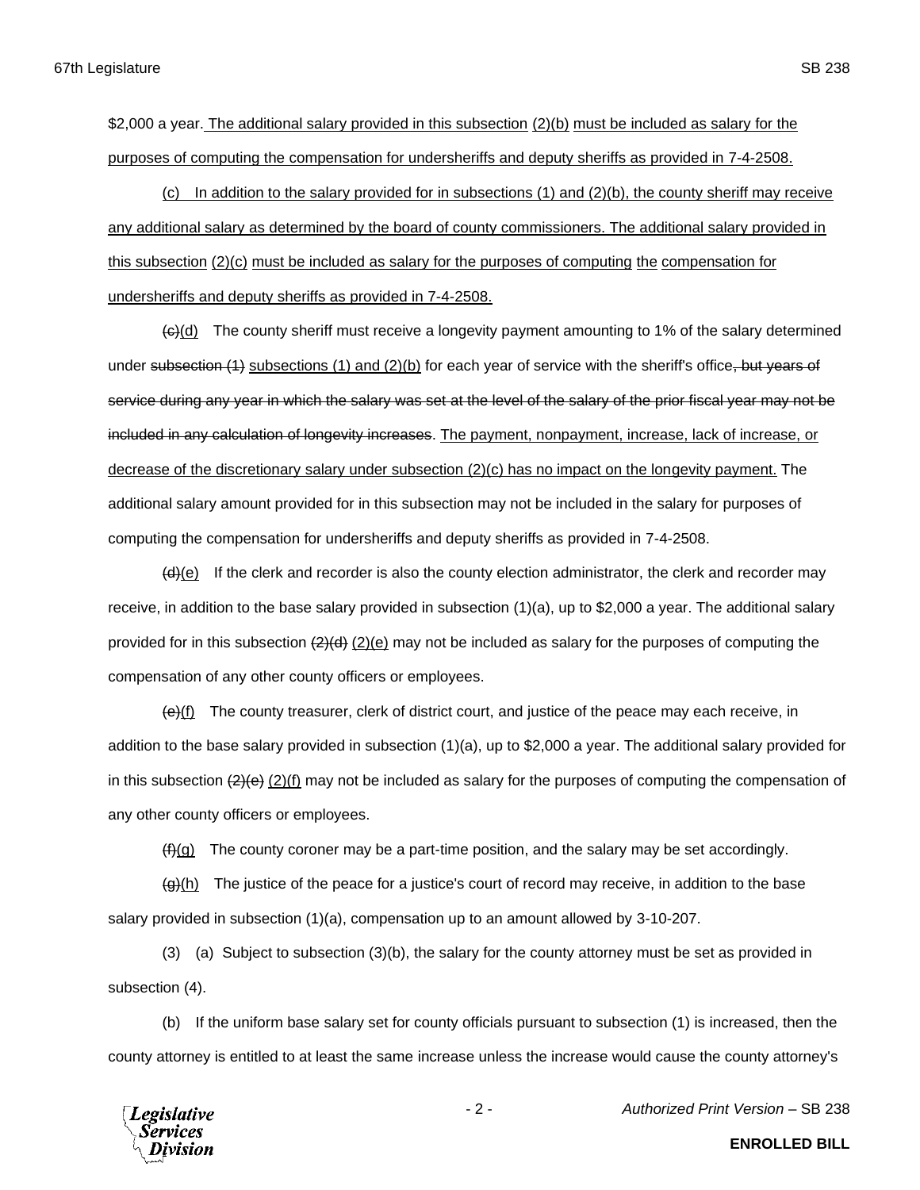$2,000 a year.<u> The additional salary provided in this subsection (2)(b) must be included as salary for the purposes of computing the compensation for undersheriffs and deputy sheriffs as provided in 7-4-2508.</u>

<u>(c) In addition to the salary provided for in subsections (1) and (2)(b), the county sheriff may receive any additional salary as determined by the board of county commissioners. The additional salary provided in this subsection (2)(c) must be included as salary for the purposes of computing the compensation for undersheriffs and deputy sheriffs as provided in 7-4-2508.</u>

~~(c)~~<u>(d)</u> The county sheriff must receive a longevity payment amounting to 1% of the salary determined under ~~subsection (1)~~ <u>subsections (1) and (2)(b)</u> for each year of service with the sheriff's office~~, but years of service during any year in which the salary was set at the level of the salary of the prior fiscal year may not be included in any calculation of longevity increases~~. <u>The payment, nonpayment, increase, lack of increase, or decrease of the discretionary salary under subsection (2)(c) has no impact on the longevity payment.</u> The additional salary amount provided for in this subsection may not be included in the salary for purposes of computing the compensation for undersheriffs and deputy sheriffs as provided in 7-4-2508.

~~(d)~~<u>(e)</u> If the clerk and recorder is also the county election administrator, the clerk and recorder may receive, in addition to the base salary provided in subsection (1)(a), up to $2,000 a year. The additional salary provided for in this subsection ~~(2)(d)~~ <u>(2)(e)</u> may not be included as salary for the purposes of computing the compensation of any other county officers or employees.

~~(e)~~<u>(f)</u> The county treasurer, clerk of district court, and justice of the peace may each receive, in addition to the base salary provided in subsection (1)(a), up to $2,000 a year. The additional salary provided for in this subsection ~~(2)(e)~~ <u>(2)(f)</u> may not be included as salary for the purposes of computing the compensation of any other county officers or employees.

~~(f)~~<u>(g)</u> The county coroner may be a part-time position, and the salary may be set accordingly.

~~(g)~~<u>(h)</u> The justice of the peace for a justice's court of record may receive, in addition to the base salary provided in subsection (1)(a), compensation up to an amount allowed by 3-10-207.

(3) (a) Subject to subsection (3)(b), the salary for the county attorney must be set as provided in subsection (4).

(b) If the uniform base salary set for county officials pursuant to subsection (1) is increased, then the county attorney is entitled to at least the same increase unless the increase would cause the county attorney's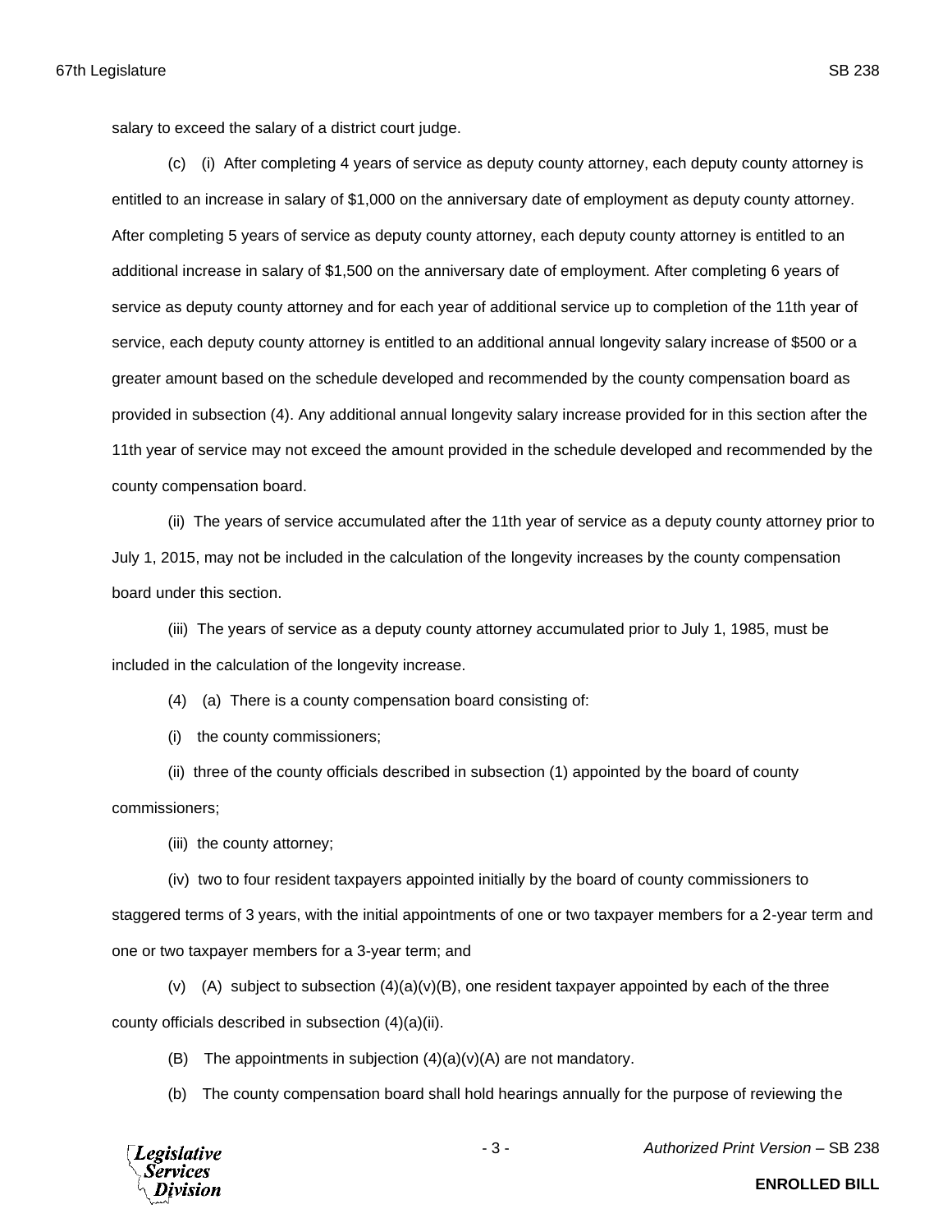salary to exceed the salary of a district court judge.

(c) (i) After completing 4 years of service as deputy county attorney, each deputy county attorney is entitled to an increase in salary of $1,000 on the anniversary date of employment as deputy county attorney. After completing 5 years of service as deputy county attorney, each deputy county attorney is entitled to an additional increase in salary of $1,500 on the anniversary date of employment. After completing 6 years of service as deputy county attorney and for each year of additional service up to completion of the 11th year of service, each deputy county attorney is entitled to an additional annual longevity salary increase of $500 or a greater amount based on the schedule developed and recommended by the county compensation board as provided in subsection (4). Any additional annual longevity salary increase provided for in this section after the 11th year of service may not exceed the amount provided in the schedule developed and recommended by the county compensation board.

(ii) The years of service accumulated after the 11th year of service as a deputy county attorney prior to July 1, 2015, may not be included in the calculation of the longevity increases by the county compensation board under this section.

(iii) The years of service as a deputy county attorney accumulated prior to July 1, 1985, must be included in the calculation of the longevity increase.

(4) (a) There is a county compensation board consisting of:

(i) the county commissioners;

(ii) three of the county officials described in subsection (1) appointed by the board of county commissioners;

(iii) the county attorney;

(iv) two to four resident taxpayers appointed initially by the board of county commissioners to staggered terms of 3 years, with the initial appointments of one or two taxpayer members for a 2-year term and one or two taxpayer members for a 3-year term; and

(v) (A) subject to subsection (4)(a)(v)(B), one resident taxpayer appointed by each of the three county officials described in subsection (4)(a)(ii).

(B) The appointments in subjection (4)(a)(v)(A) are not mandatory.

(b) The county compensation board shall hold hearings annually for the purpose of reviewing the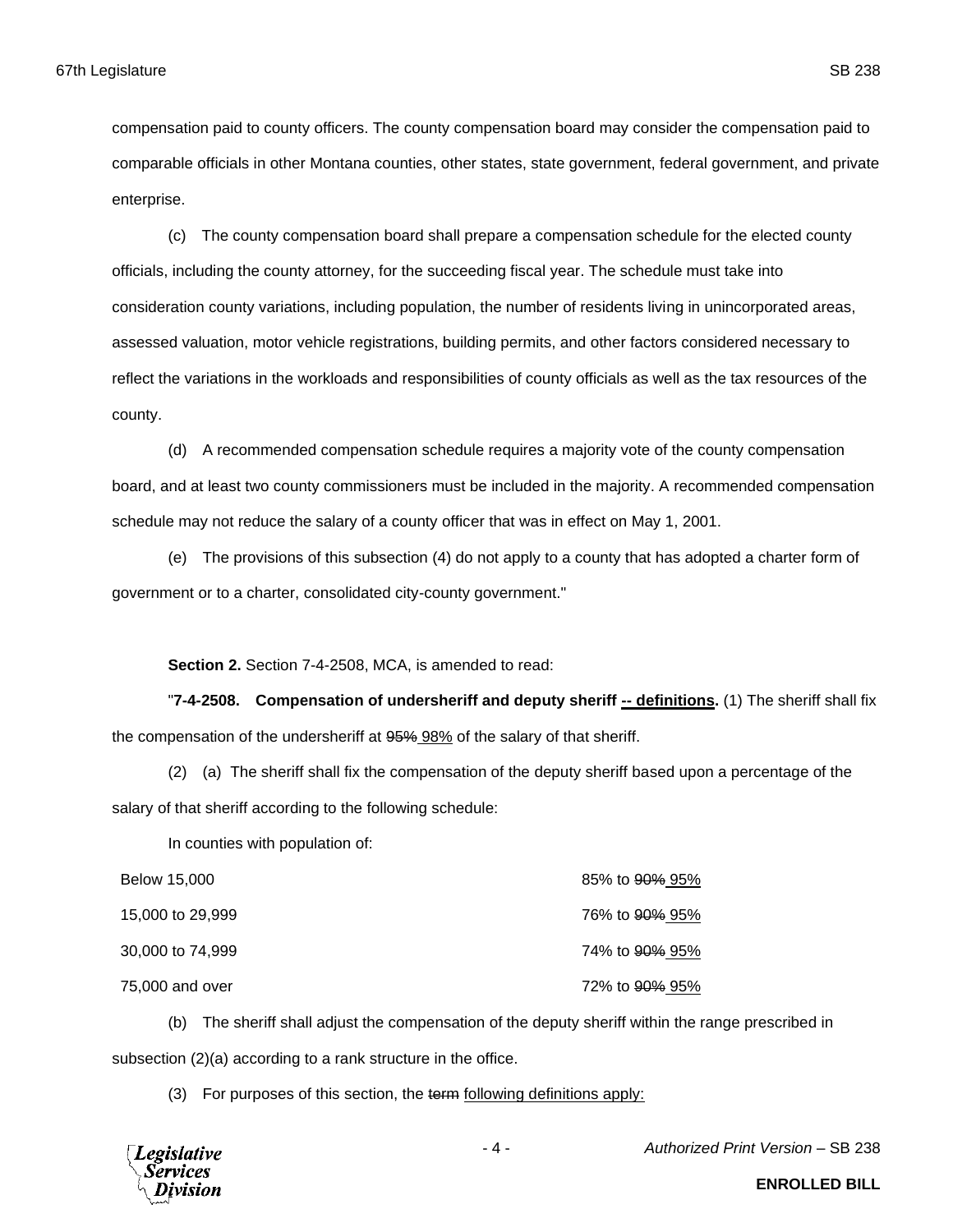compensation paid to county officers. The county compensation board may consider the compensation paid to comparable officials in other Montana counties, other states, state government, federal government, and private enterprise.

(c) The county compensation board shall prepare a compensation schedule for the elected county officials, including the county attorney, for the succeeding fiscal year. The schedule must take into consideration county variations, including population, the number of residents living in unincorporated areas, assessed valuation, motor vehicle registrations, building permits, and other factors considered necessary to reflect the variations in the workloads and responsibilities of county officials as well as the tax resources of the county.

(d) A recommended compensation schedule requires a majority vote of the county compensation board, and at least two county commissioners must be included in the majority. A recommended compensation schedule may not reduce the salary of a county officer that was in effect on May 1, 2001.

(e) The provisions of this subsection (4) do not apply to a county that has adopted a charter form of government or to a charter, consolidated city-county government."

**Section 2.** Section 7-4-2508, MCA, is amended to read:

"**7-4-2508. Compensation of undersheriff and deputy sheriff <u>-- definitions</u>.** (1) The sheriff shall fix the compensation of the undersheriff at ~~95%~~ <u>98%</u> of the salary of that sheriff.

(2) (a) The sheriff shall fix the compensation of the deputy sheriff based upon a percentage of the salary of that sheriff according to the following schedule:

In counties with population of:

| | |
|---|---|
| Below 15,000 | 85% to ~~90%~~ <u>95%</u> |
| 15,000 to 29,999 | 76% to ~~90%~~ <u>95%</u> |
| 30,000 to 74,999 | 74% to ~~90%~~ <u>95%</u> |
| 75,000 and over | 72% to ~~90%~~ <u>95%</u> |

(b) The sheriff shall adjust the compensation of the deputy sheriff within the range prescribed in subsection (2)(a) according to a rank structure in the office.

(3) For purposes of this section, the ~~term~~ <u>following definitions apply:</u>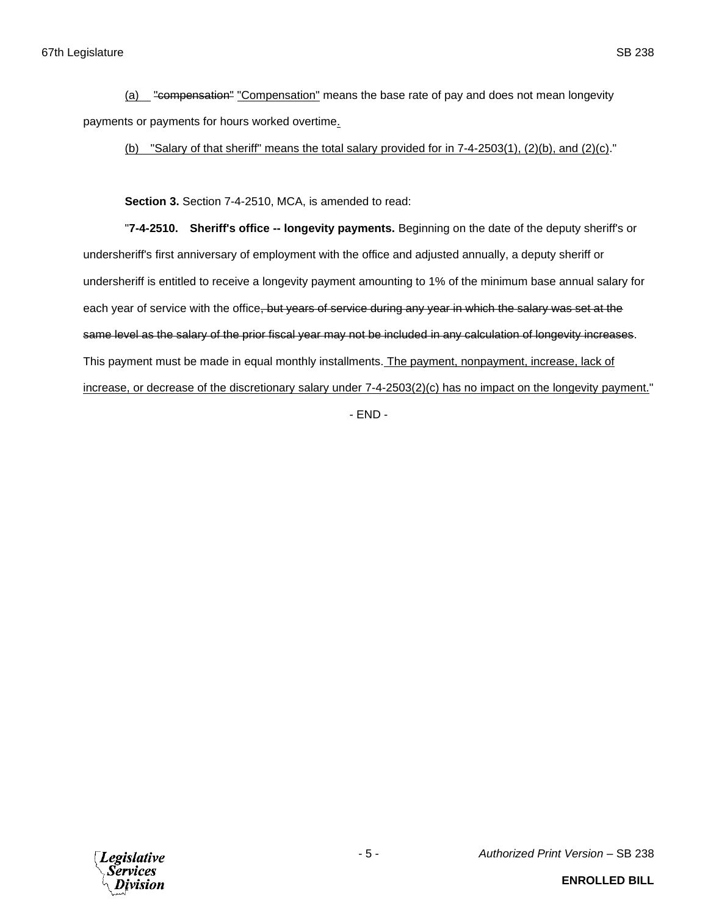(a) ~~"compensation"~~ "Compensation" means the base rate of pay and does not mean longevity payments or payments for hours worked overtime.

(b) "Salary of that sheriff" means the total salary provided for in 7-4-2503(1), (2)(b), and (2)(c)."

**Section 3.** Section 7-4-2510, MCA, is amended to read:

"**7-4-2510. Sheriff's office -- longevity payments.** Beginning on the date of the deputy sheriff's or undersheriff's first anniversary of employment with the office and adjusted annually, a deputy sheriff or undersheriff is entitled to receive a longevity payment amounting to 1% of the minimum base annual salary for each year of service with the office~~, but years of service during any year in which the salary was set at the same level as the salary of the prior fiscal year may not be included in any calculation of longevity increases~~. This payment must be made in equal monthly installments. The payment, nonpayment, increase, lack of increase, or decrease of the discretionary salary under 7-4-2503(2)(c) has no impact on the longevity payment."

\- END -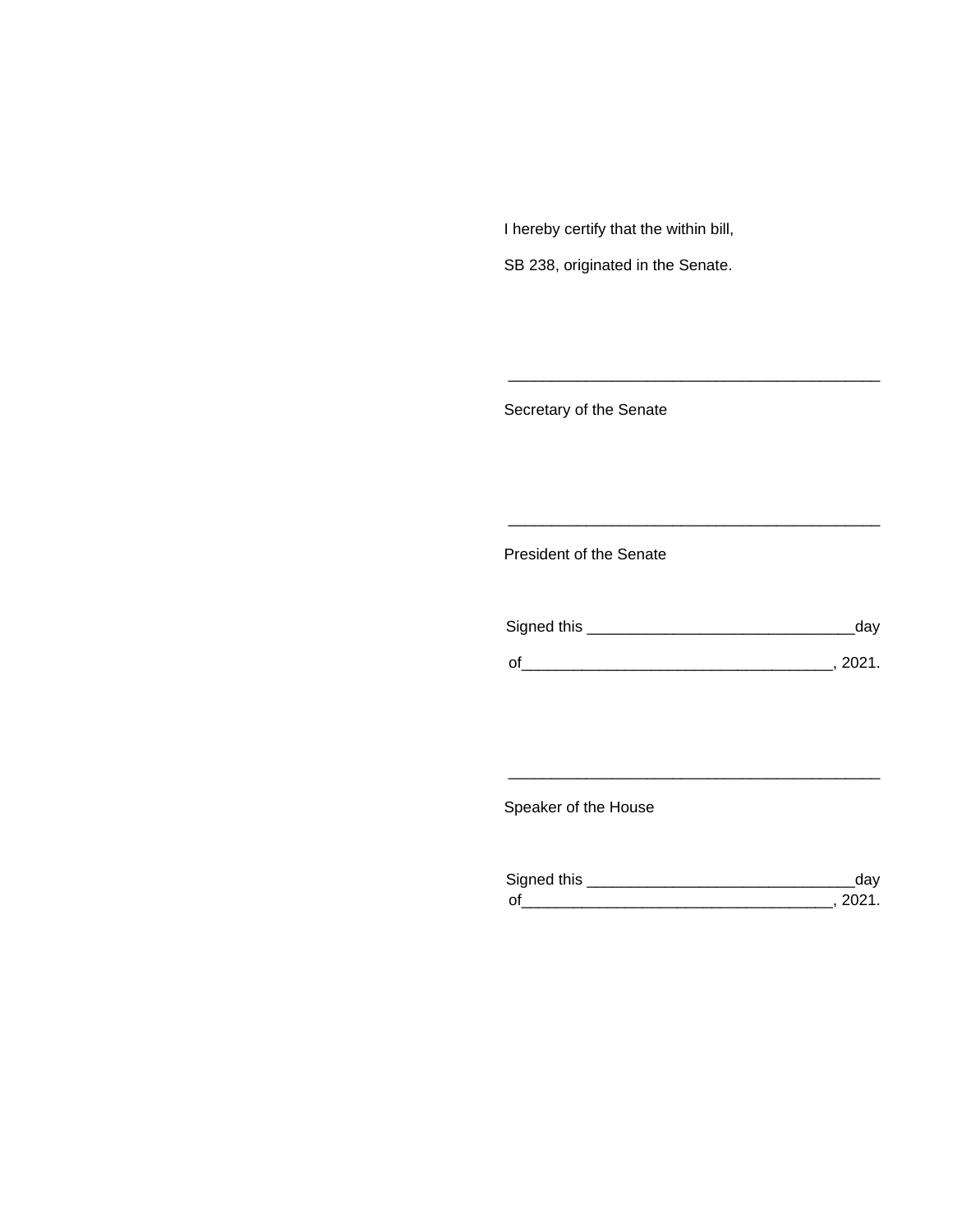I hereby certify that the within bill,

SB 238, originated in the Senate.

\_\_\_\_\_\_\_\_\_\_\_\_\_\_\_\_\_\_\_\_\_\_\_\_\_\_\_\_\_\_\_\_\_\_\_\_\_\_\_\_\_\_\_

Secretary of the Senate

\_\_\_\_\_\_\_\_\_\_\_\_\_\_\_\_\_\_\_\_\_\_\_\_\_\_\_\_\_\_\_\_\_\_\_\_\_\_\_\_\_\_\_

President of the Senate

Signed this \_\_\_\_\_\_\_\_\_\_\_\_\_\_\_\_\_\_\_\_\_\_\_\_\_\_\_\_\_\_day

of\_\_\_\_\_\_\_\_\_\_\_\_\_\_\_\_\_\_\_\_\_\_\_\_\_\_\_\_\_\_\_\_\_\_\_, 2021.

\_\_\_\_\_\_\_\_\_\_\_\_\_\_\_\_\_\_\_\_\_\_\_\_\_\_\_\_\_\_\_\_\_\_\_\_\_\_\_\_\_\_\_

Speaker of the House

Signed this \_\_\_\_\_\_\_\_\_\_\_\_\_\_\_\_\_\_\_\_\_\_\_\_\_\_\_\_\_\_day

of\_\_\_\_\_\_\_\_\_\_\_\_\_\_\_\_\_\_\_\_\_\_\_\_\_\_\_\_\_\_\_\_\_\_\_, 2021.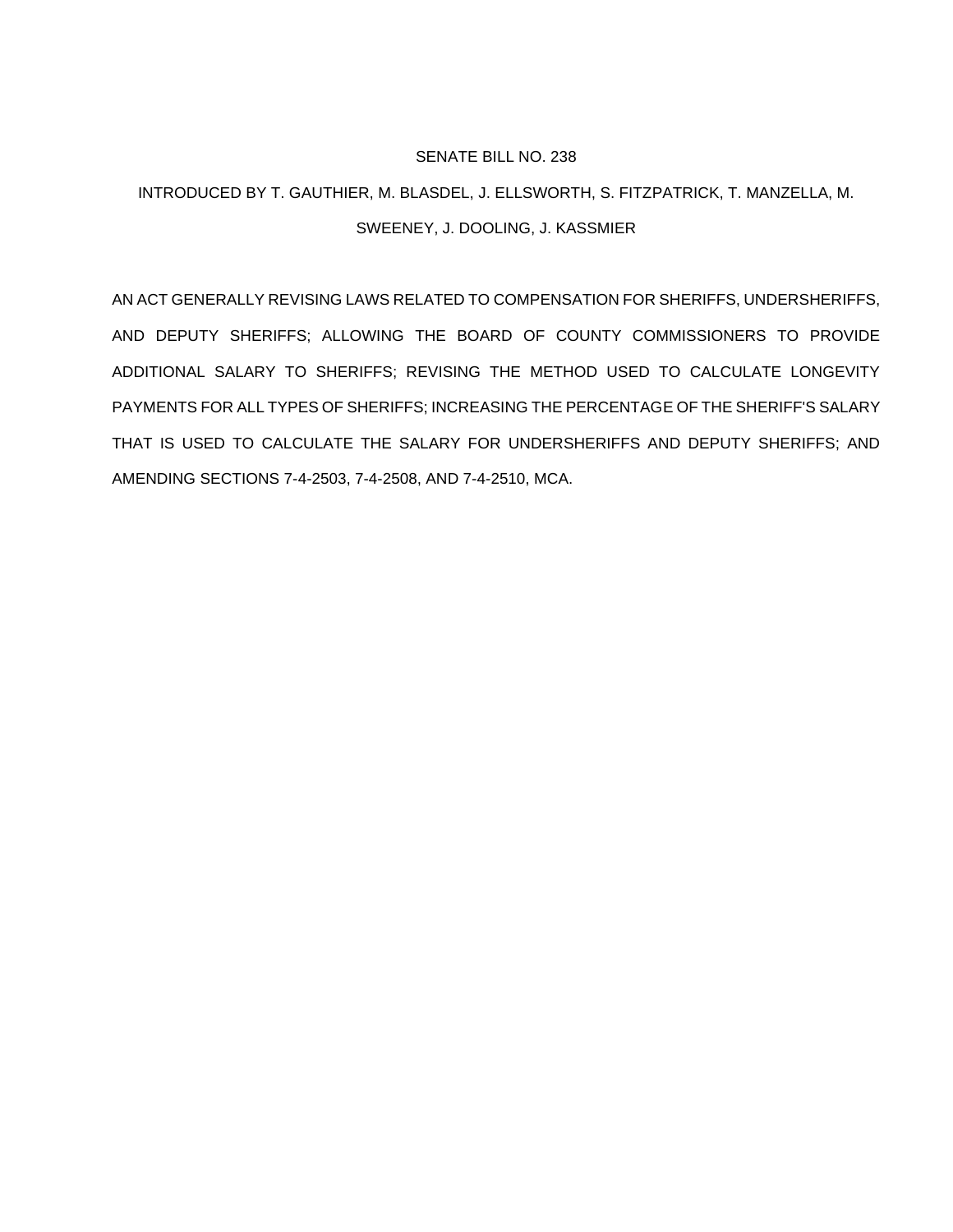SENATE BILL NO. 238

INTRODUCED BY T. GAUTHIER, M. BLASDEL, J. ELLSWORTH, S. FITZPATRICK, T. MANZELLA, M. SWEENEY, J. DOOLING, J. KASSMIER

AN ACT GENERALLY REVISING LAWS RELATED TO COMPENSATION FOR SHERIFFS, UNDERSHERIFFS, AND DEPUTY SHERIFFS; ALLOWING THE BOARD OF COUNTY COMMISSIONERS TO PROVIDE ADDITIONAL SALARY TO SHERIFFS; REVISING THE METHOD USED TO CALCULATE LONGEVITY PAYMENTS FOR ALL TYPES OF SHERIFFS; INCREASING THE PERCENTAGE OF THE SHERIFF'S SALARY THAT IS USED TO CALCULATE THE SALARY FOR UNDERSHERIFFS AND DEPUTY SHERIFFS; AND AMENDING SECTIONS 7-4-2503, 7-4-2508, AND 7-4-2510, MCA.